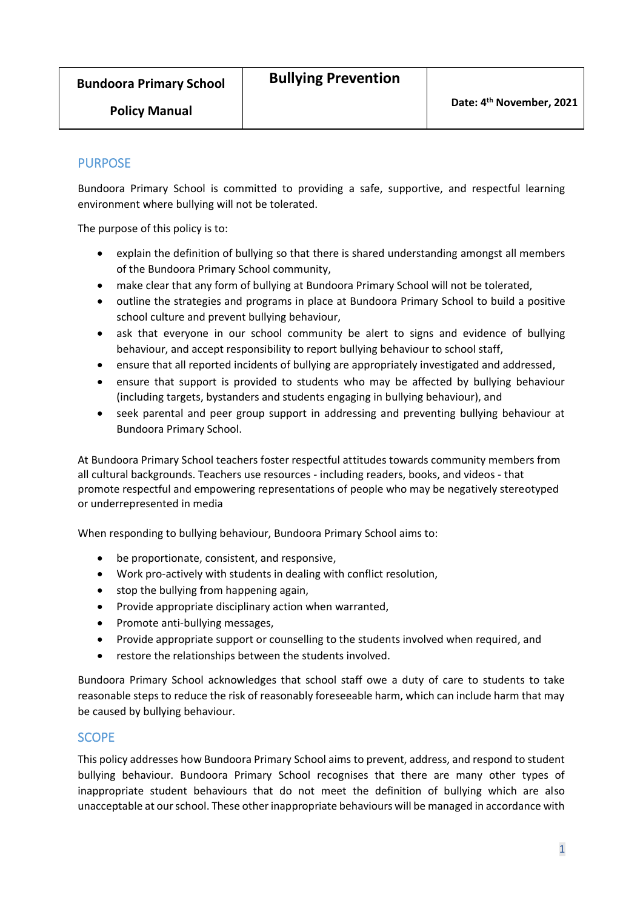| Bundoora Primary School<br><br>Policy Manual | Bullying Prevention | Date: 4th November, 2021 |
|---|---|---|

## PURPOSE

Bundoora Primary School is committed to providing a safe, supportive, and respectful learning environment where bullying will not be tolerated.

The purpose of this policy is to:

- explain the definition of bullying so that there is shared understanding amongst all members of the Bundoora Primary School community,
- make clear that any form of bullying at Bundoora Primary School will not be tolerated,
- outline the strategies and programs in place at Bundoora Primary School to build a positive school culture and prevent bullying behaviour,
- ask that everyone in our school community be alert to signs and evidence of bullying behaviour, and accept responsibility to report bullying behaviour to school staff,
- ensure that all reported incidents of bullying are appropriately investigated and addressed,
- ensure that support is provided to students who may be affected by bullying behaviour (including targets, bystanders and students engaging in bullying behaviour), and
- seek parental and peer group support in addressing and preventing bullying behaviour at Bundoora Primary School.

At Bundoora Primary School teachers foster respectful attitudes towards community members from all cultural backgrounds. Teachers use resources - including readers, books, and videos - that promote respectful and empowering representations of people who may be negatively stereotyped or underrepresented in media

When responding to bullying behaviour, Bundoora Primary School aims to:

- be proportionate, consistent, and responsive,
- Work pro-actively with students in dealing with conflict resolution,
- stop the bullying from happening again,
- Provide appropriate disciplinary action when warranted,
- Promote anti-bullying messages,
- Provide appropriate support or counselling to the students involved when required, and
- restore the relationships between the students involved.

Bundoora Primary School acknowledges that school staff owe a duty of care to students to take reasonable steps to reduce the risk of reasonably foreseeable harm, which can include harm that may be caused by bullying behaviour.

## SCOPE

This policy addresses how Bundoora Primary School aims to prevent, address, and respond to student bullying behaviour. Bundoora Primary School recognises that there are many other types of inappropriate student behaviours that do not meet the definition of bullying which are also unacceptable at our school. These other inappropriate behaviours will be managed in accordance with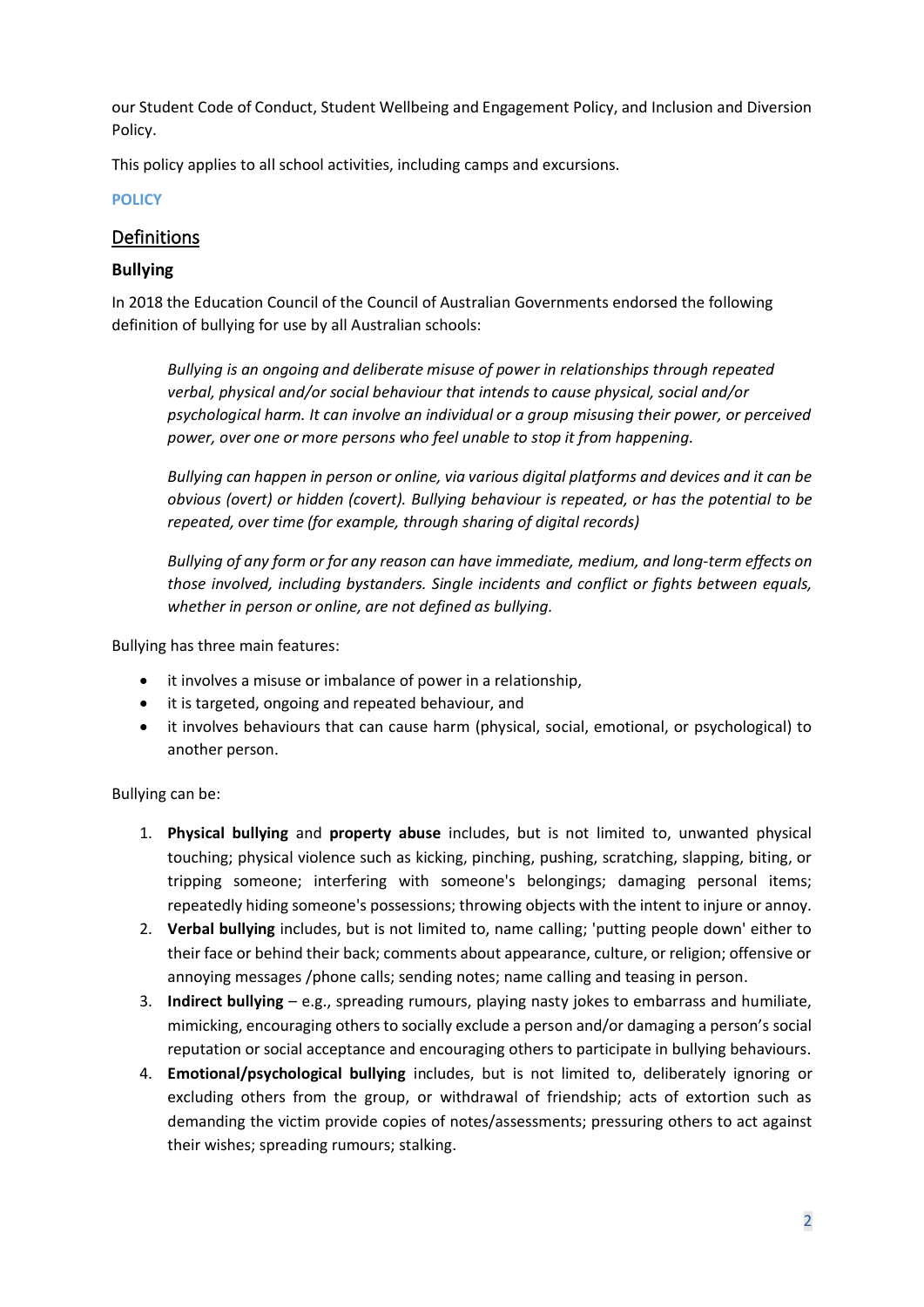our Student Code of Conduct, Student Wellbeing and Engagement Policy, and Inclusion and Diversion Policy.

This policy applies to all school activities, including camps and excursions.

**POLICY**

## Definitions

### Bullying

In 2018 the Education Council of the Council of Australian Governments endorsed the following definition of bullying for use by all Australian schools:

> *Bullying is an ongoing and deliberate misuse of power in relationships through repeated verbal, physical and/or social behaviour that intends to cause physical, social and/or psychological harm. It can involve an individual or a group misusing their power, or perceived power, over one or more persons who feel unable to stop it from happening.*
>
> *Bullying can happen in person or online, via various digital platforms and devices and it can be obvious (overt) or hidden (covert). Bullying behaviour is repeated, or has the potential to be repeated, over time (for example, through sharing of digital records)*
>
> *Bullying of any form or for any reason can have immediate, medium, and long-term effects on those involved, including bystanders. Single incidents and conflict or fights between equals, whether in person or online, are not defined as bullying.*

Bullying has three main features:

- it involves a misuse or imbalance of power in a relationship,
- it is targeted, ongoing and repeated behaviour, and
- it involves behaviours that can cause harm (physical, social, emotional, or psychological) to another person.

Bullying can be:

1. **Physical bullying** and **property abuse** includes, but is not limited to, unwanted physical touching; physical violence such as kicking, pinching, pushing, scratching, slapping, biting, or tripping someone; interfering with someone's belongings; damaging personal items; repeatedly hiding someone's possessions; throwing objects with the intent to injure or annoy.
2. **Verbal bullying** includes, but is not limited to, name calling; 'putting people down' either to their face or behind their back; comments about appearance, culture, or religion; offensive or annoying messages /phone calls; sending notes; name calling and teasing in person.
3. **Indirect bullying** – e.g., spreading rumours, playing nasty jokes to embarrass and humiliate, mimicking, encouraging others to socially exclude a person and/or damaging a person's social reputation or social acceptance and encouraging others to participate in bullying behaviours.
4. **Emotional/psychological bullying** includes, but is not limited to, deliberately ignoring or excluding others from the group, or withdrawal of friendship; acts of extortion such as demanding the victim provide copies of notes/assessments; pressuring others to act against their wishes; spreading rumours; stalking.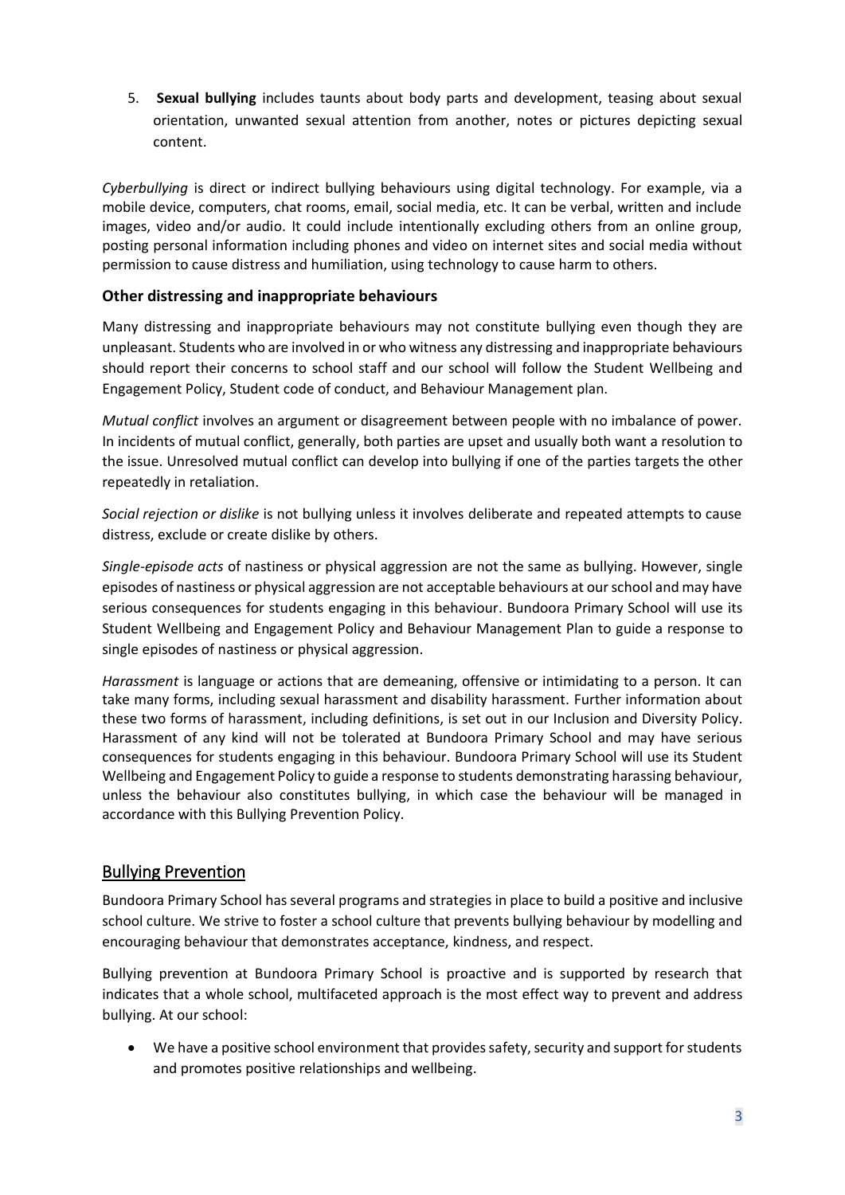5. **Sexual bullying** includes taunts about body parts and development, teasing about sexual orientation, unwanted sexual attention from another, notes or pictures depicting sexual content.

*Cyberbullying* is direct or indirect bullying behaviours using digital technology. For example, via a mobile device, computers, chat rooms, email, social media, etc. It can be verbal, written and include images, video and/or audio. It could include intentionally excluding others from an online group, posting personal information including phones and video on internet sites and social media without permission to cause distress and humiliation, using technology to cause harm to others.

### Other distressing and inappropriate behaviours

Many distressing and inappropriate behaviours may not constitute bullying even though they are unpleasant. Students who are involved in or who witness any distressing and inappropriate behaviours should report their concerns to school staff and our school will follow the Student Wellbeing and Engagement Policy, Student code of conduct, and Behaviour Management plan.

*Mutual conflict* involves an argument or disagreement between people with no imbalance of power. In incidents of mutual conflict, generally, both parties are upset and usually both want a resolution to the issue. Unresolved mutual conflict can develop into bullying if one of the parties targets the other repeatedly in retaliation.

*Social rejection or dislike* is not bullying unless it involves deliberate and repeated attempts to cause distress, exclude or create dislike by others.

*Single-episode acts* of nastiness or physical aggression are not the same as bullying. However, single episodes of nastiness or physical aggression are not acceptable behaviours at our school and may have serious consequences for students engaging in this behaviour. Bundoora Primary School will use its Student Wellbeing and Engagement Policy and Behaviour Management Plan to guide a response to single episodes of nastiness or physical aggression.

*Harassment* is language or actions that are demeaning, offensive or intimidating to a person. It can take many forms, including sexual harassment and disability harassment. Further information about these two forms of harassment, including definitions, is set out in our Inclusion and Diversity Policy. Harassment of any kind will not be tolerated at Bundoora Primary School and may have serious consequences for students engaging in this behaviour. Bundoora Primary School will use its Student Wellbeing and Engagement Policy to guide a response to students demonstrating harassing behaviour, unless the behaviour also constitutes bullying, in which case the behaviour will be managed in accordance with this Bullying Prevention Policy.

## Bullying Prevention

Bundoora Primary School has several programs and strategies in place to build a positive and inclusive school culture. We strive to foster a school culture that prevents bullying behaviour by modelling and encouraging behaviour that demonstrates acceptance, kindness, and respect.

Bullying prevention at Bundoora Primary School is proactive and is supported by research that indicates that a whole school, multifaceted approach is the most effect way to prevent and address bullying. At our school:

- We have a positive school environment that provides safety, security and support for students and promotes positive relationships and wellbeing.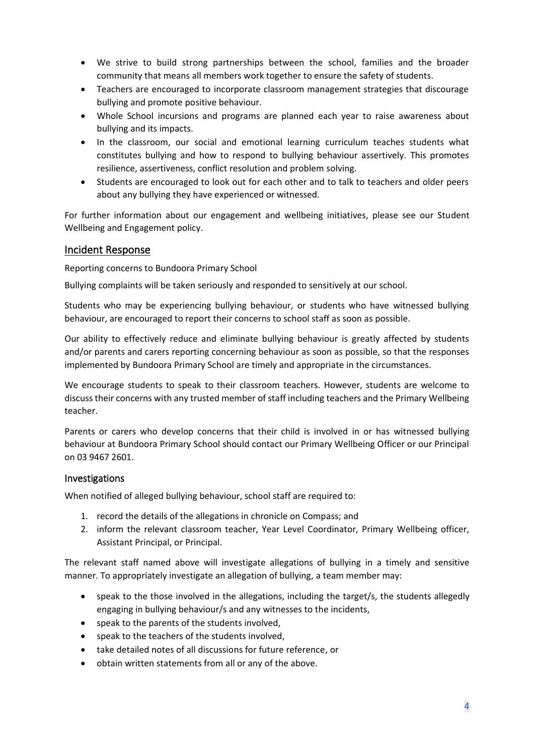- We strive to build strong partnerships between the school, families and the broader community that means all members work together to ensure the safety of students.
- Teachers are encouraged to incorporate classroom management strategies that discourage bullying and promote positive behaviour.
- Whole School incursions and programs are planned each year to raise awareness about bullying and its impacts.
- In the classroom, our social and emotional learning curriculum teaches students what constitutes bullying and how to respond to bullying behaviour assertively. This promotes resilience, assertiveness, conflict resolution and problem solving.
- Students are encouraged to look out for each other and to talk to teachers and older peers about any bullying they have experienced or witnessed.

For further information about our engagement and wellbeing initiatives, please see our Student Wellbeing and Engagement policy.

## Incident Response

Reporting concerns to Bundoora Primary School

Bullying complaints will be taken seriously and responded to sensitively at our school.

Students who may be experiencing bullying behaviour, or students who have witnessed bullying behaviour, are encouraged to report their concerns to school staff as soon as possible.

Our ability to effectively reduce and eliminate bullying behaviour is greatly affected by students and/or parents and carers reporting concerning behaviour as soon as possible, so that the responses implemented by Bundoora Primary School are timely and appropriate in the circumstances.

We encourage students to speak to their classroom teachers. However, students are welcome to discuss their concerns with any trusted member of staff including teachers and the Primary Wellbeing teacher.

Parents or carers who develop concerns that their child is involved in or has witnessed bullying behaviour at Bundoora Primary School should contact our Primary Wellbeing Officer or our Principal on 03 9467 2601.

### Investigations

When notified of alleged bullying behaviour, school staff are required to:

1. record the details of the allegations in chronicle on Compass; and
2. inform the relevant classroom teacher, Year Level Coordinator, Primary Wellbeing officer, Assistant Principal, or Principal.

The relevant staff named above will investigate allegations of bullying in a timely and sensitive manner. To appropriately investigate an allegation of bullying, a team member may:

- speak to the those involved in the allegations, including the target/s, the students allegedly engaging in bullying behaviour/s and any witnesses to the incidents,
- speak to the parents of the students involved,
- speak to the teachers of the students involved,
- take detailed notes of all discussions for future reference, or
- obtain written statements from all or any of the above.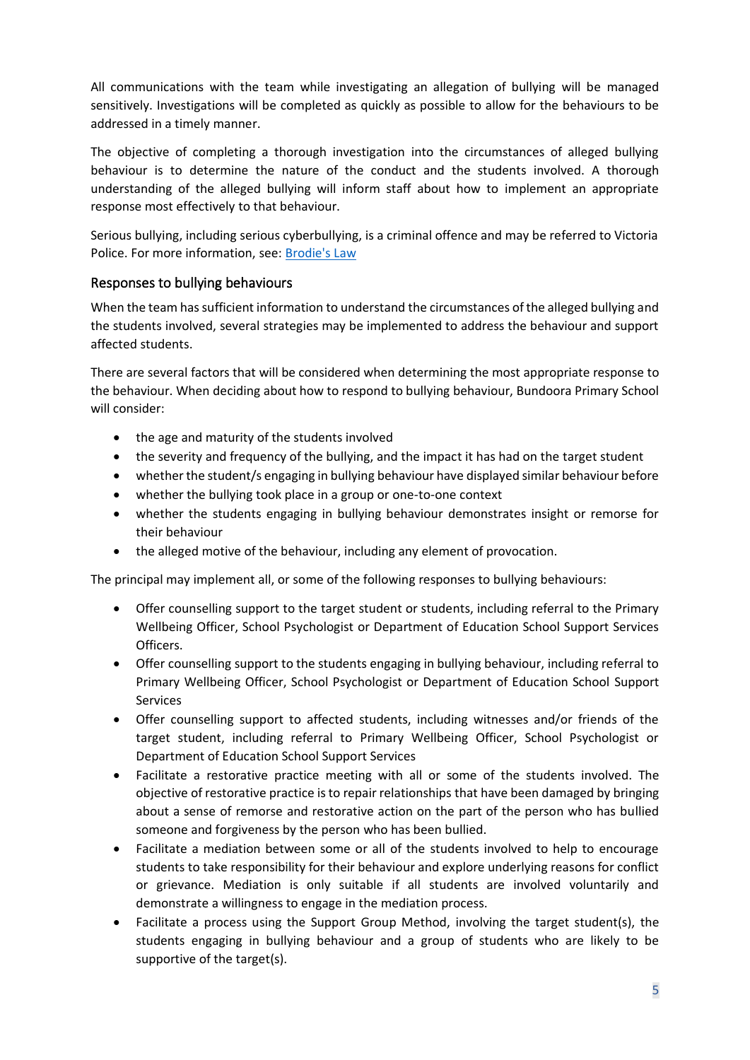All communications with the team while investigating an allegation of bullying will be managed sensitively. Investigations will be completed as quickly as possible to allow for the behaviours to be addressed in a timely manner.

The objective of completing a thorough investigation into the circumstances of alleged bullying behaviour is to determine the nature of the conduct and the students involved. A thorough understanding of the alleged bullying will inform staff about how to implement an appropriate response most effectively to that behaviour.

Serious bullying, including serious cyberbullying, is a criminal offence and may be referred to Victoria Police. For more information, see: [Brodie's Law]

### Responses to bullying behaviours

When the team has sufficient information to understand the circumstances of the alleged bullying and the students involved, several strategies may be implemented to address the behaviour and support affected students.

There are several factors that will be considered when determining the most appropriate response to the behaviour. When deciding about how to respond to bullying behaviour, Bundoora Primary School will consider:

- the age and maturity of the students involved
- the severity and frequency of the bullying, and the impact it has had on the target student
- whether the student/s engaging in bullying behaviour have displayed similar behaviour before
- whether the bullying took place in a group or one-to-one context
- whether the students engaging in bullying behaviour demonstrates insight or remorse for their behaviour
- the alleged motive of the behaviour, including any element of provocation.

The principal may implement all, or some of the following responses to bullying behaviours:

- Offer counselling support to the target student or students, including referral to the Primary Wellbeing Officer, School Psychologist or Department of Education School Support Services Officers.
- Offer counselling support to the students engaging in bullying behaviour, including referral to Primary Wellbeing Officer, School Psychologist or Department of Education School Support Services
- Offer counselling support to affected students, including witnesses and/or friends of the target student, including referral to Primary Wellbeing Officer, School Psychologist or Department of Education School Support Services
- Facilitate a restorative practice meeting with all or some of the students involved. The objective of restorative practice is to repair relationships that have been damaged by bringing about a sense of remorse and restorative action on the part of the person who has bullied someone and forgiveness by the person who has been bullied.
- Facilitate a mediation between some or all of the students involved to help to encourage students to take responsibility for their behaviour and explore underlying reasons for conflict or grievance. Mediation is only suitable if all students are involved voluntarily and demonstrate a willingness to engage in the mediation process.
- Facilitate a process using the Support Group Method, involving the target student(s), the students engaging in bullying behaviour and a group of students who are likely to be supportive of the target(s).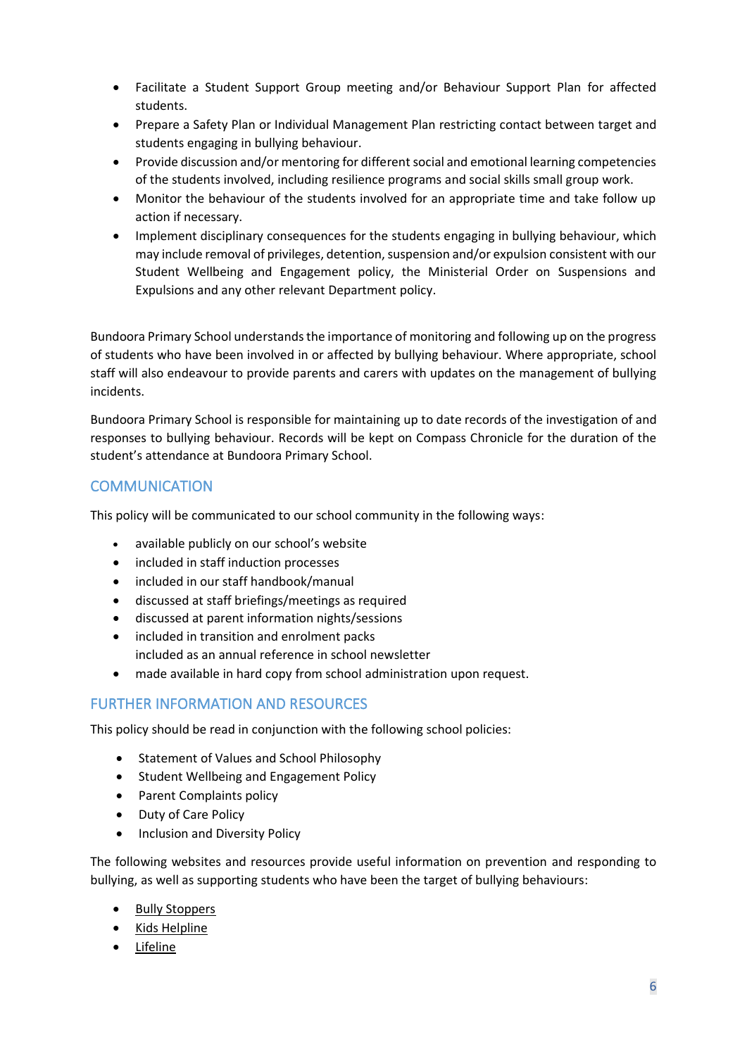- Facilitate a Student Support Group meeting and/or Behaviour Support Plan for affected students.
- Prepare a Safety Plan or Individual Management Plan restricting contact between target and students engaging in bullying behaviour.
- Provide discussion and/or mentoring for different social and emotional learning competencies of the students involved, including resilience programs and social skills small group work.
- Monitor the behaviour of the students involved for an appropriate time and take follow up action if necessary.
- Implement disciplinary consequences for the students engaging in bullying behaviour, which may include removal of privileges, detention, suspension and/or expulsion consistent with our Student Wellbeing and Engagement policy, the Ministerial Order on Suspensions and Expulsions and any other relevant Department policy.

Bundoora Primary School understands the importance of monitoring and following up on the progress of students who have been involved in or affected by bullying behaviour. Where appropriate, school staff will also endeavour to provide parents and carers with updates on the management of bullying incidents.

Bundoora Primary School is responsible for maintaining up to date records of the investigation of and responses to bullying behaviour. Records will be kept on Compass Chronicle for the duration of the student's attendance at Bundoora Primary School.

## COMMUNICATION

This policy will be communicated to our school community in the following ways:

- available publicly on our school's website
- included in staff induction processes
- included in our staff handbook/manual
- discussed at staff briefings/meetings as required
- discussed at parent information nights/sessions
- included in transition and enrolment packs
  included as an annual reference in school newsletter
- made available in hard copy from school administration upon request.

## FURTHER INFORMATION AND RESOURCES

This policy should be read in conjunction with the following school policies:

- Statement of Values and School Philosophy
- Student Wellbeing and Engagement Policy
- Parent Complaints policy
- Duty of Care Policy
- Inclusion and Diversity Policy

The following websites and resources provide useful information on prevention and responding to bullying, as well as supporting students who have been the target of bullying behaviours:

- Bully Stoppers
- Kids Helpline
- Lifeline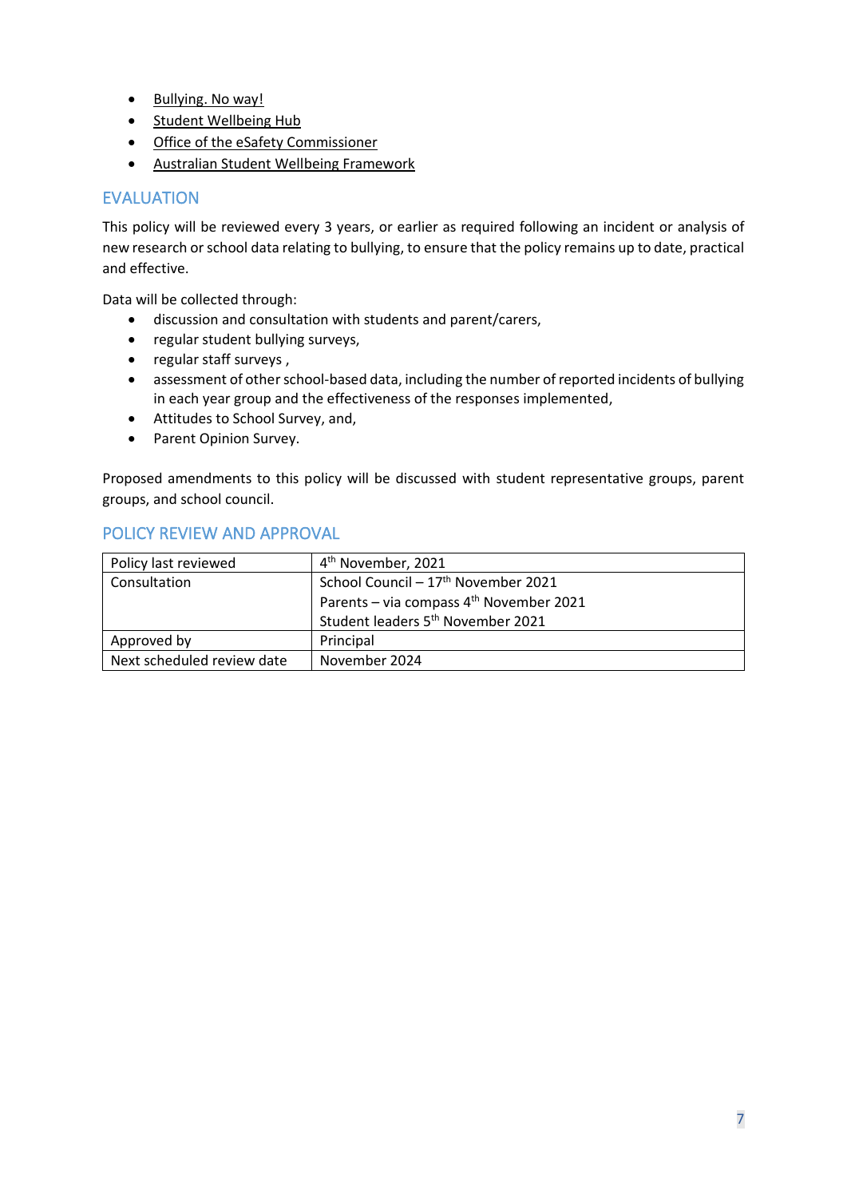- Bullying. No way!
- Student Wellbeing Hub
- Office of the eSafety Commissioner
- Australian Student Wellbeing Framework

## EVALUATION

This policy will be reviewed every 3 years, or earlier as required following an incident or analysis of new research or school data relating to bullying, to ensure that the policy remains up to date, practical and effective.

Data will be collected through:

- discussion and consultation with students and parent/carers,
- regular student bullying surveys,
- regular staff surveys ,
- assessment of other school-based data, including the number of reported incidents of bullying in each year group and the effectiveness of the responses implemented,
- Attitudes to School Survey, and,
- Parent Opinion Survey.

Proposed amendments to this policy will be discussed with student representative groups, parent groups, and school council.

## POLICY REVIEW AND APPROVAL

| | |
|---|---|
| Policy last reviewed | 4th November, 2021 |
| Consultation | School Council – 17th November 2021<br>Parents – via compass 4th November 2021<br>Student leaders 5th November 2021 |
| Approved by | Principal |
| Next scheduled review date | November 2024 |